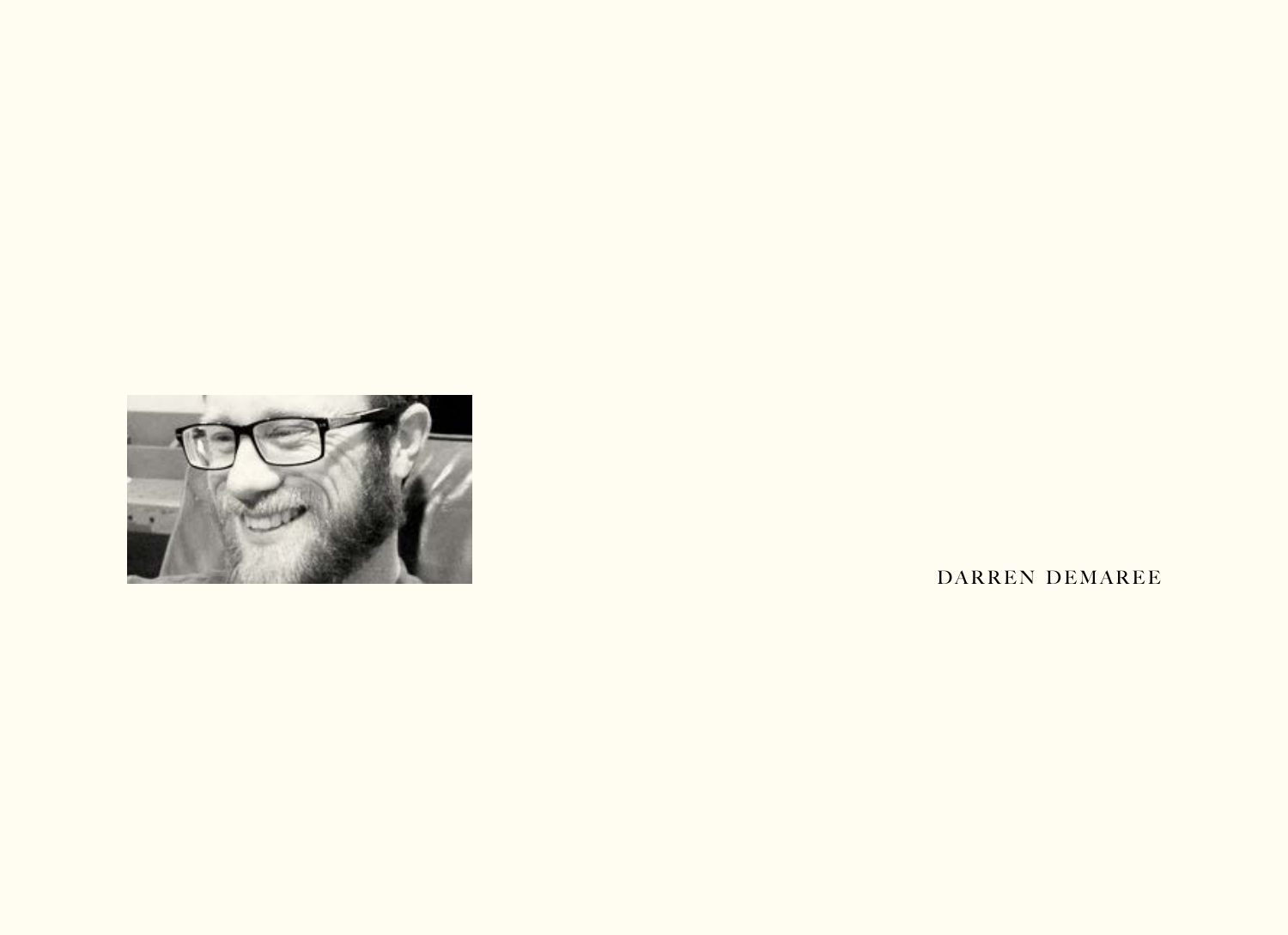DARREN DEMAREE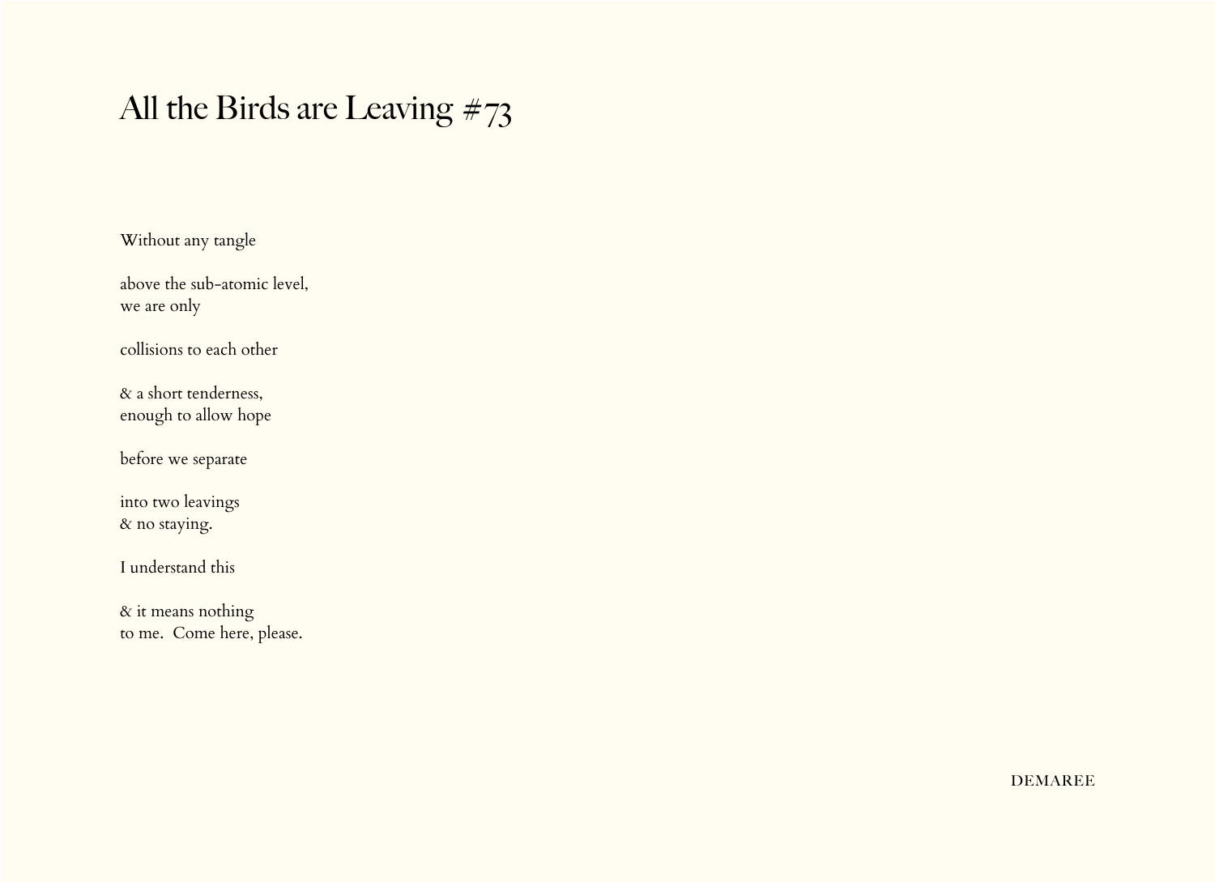# All the Birds are Leaving #73

Without any tangle

above the sub-atomic level,  
we are only

collisions to each other

& a short tenderness,  
enough to allow hope

before we separate

into two leavings  
& no staying.

I understand this

& it means nothing  
to me.  Come here, please.

DEMAREE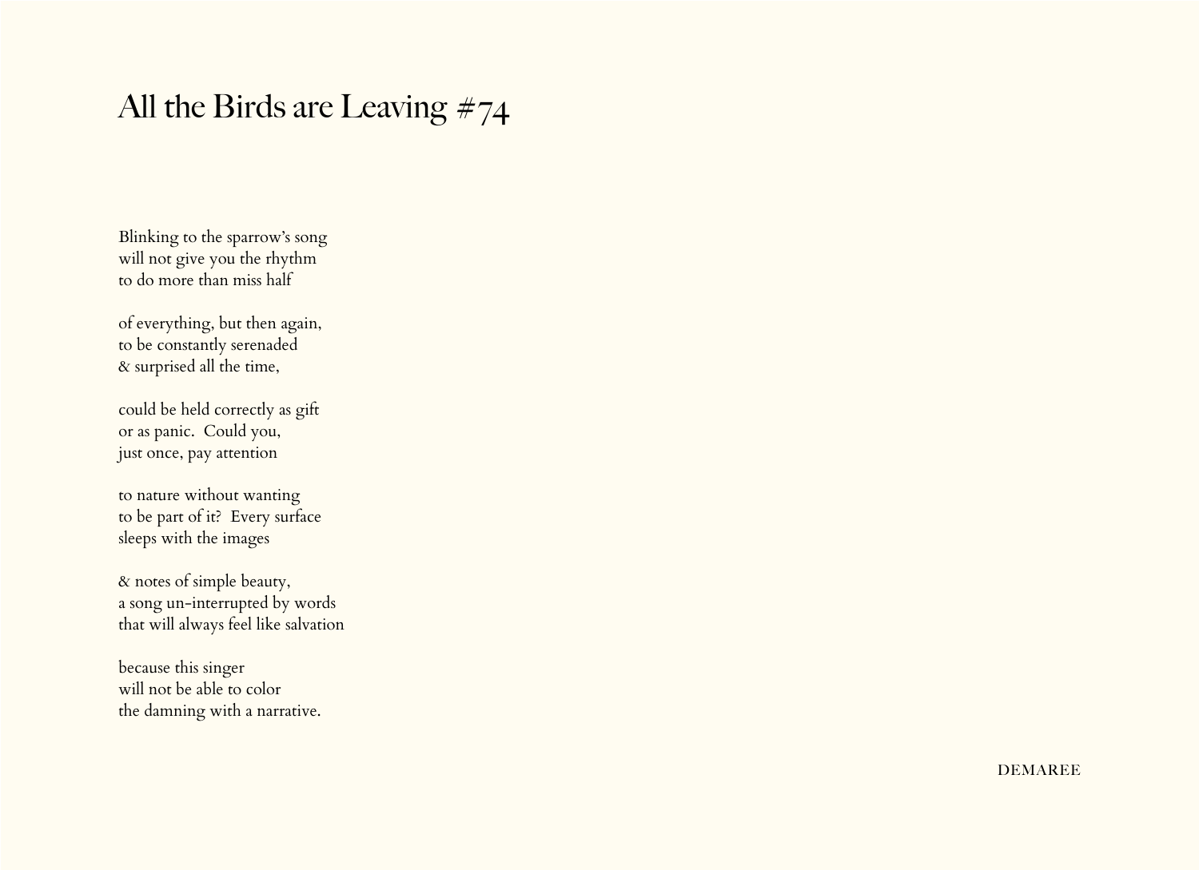# All the Birds are Leaving #74

Blinking to the sparrow's song  
will not give you the rhythm  
to do more than miss half

of everything, but then again,  
to be constantly serenaded  
& surprised all the time,

could be held correctly as gift  
or as panic.  Could you,  
just once, pay attention

to nature without wanting  
to be part of it?  Every surface  
sleeps with the images

& notes of simple beauty,  
a song un-interrupted by words  
that will always feel like salvation

because this singer  
will not be able to color  
the damning with a narrative.

DEMAREE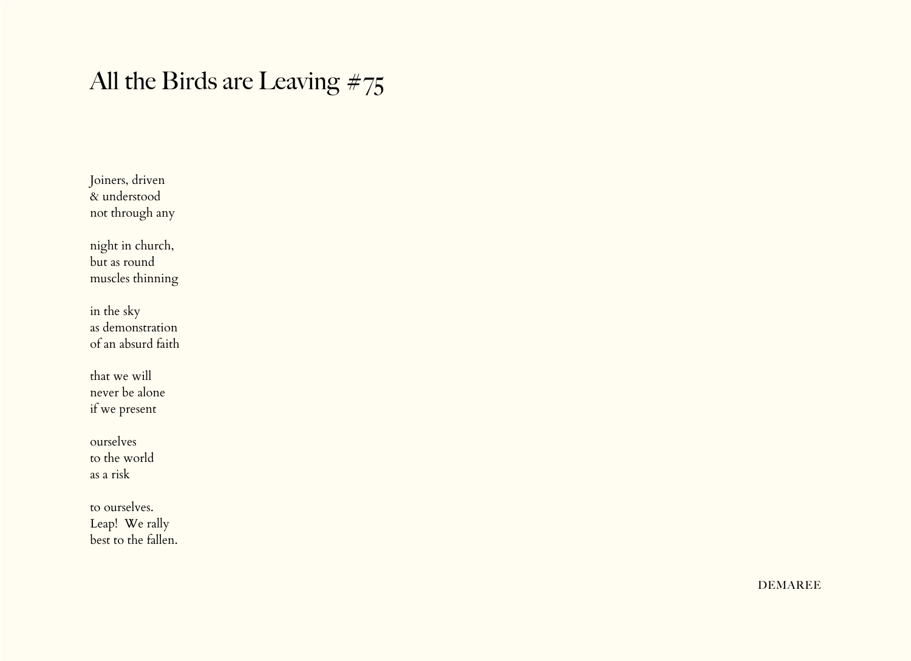# All the Birds are Leaving #75

Joiners, driven  
& understood  
not through any

night in church,  
but as round  
muscles thinning

in the sky  
as demonstration  
of an absurd faith

that we will  
never be alone  
if we present

ourselves  
to the world  
as a risk

to ourselves.  
Leap!  We rally  
best to the fallen.

DEMAREE